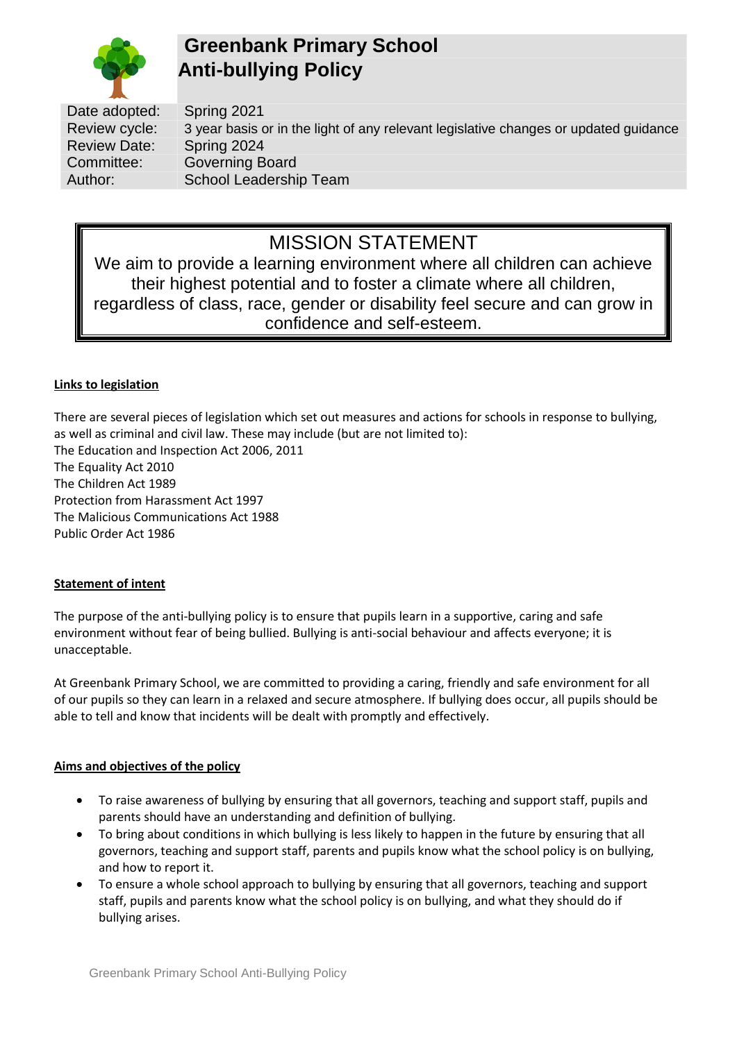# Greenbank Primary School
# Anti-bullying Policy

| Date adopted: | Spring 2021 |
|---|---|
| Review cycle: | 3 year basis or in the light of any relevant legislative changes or updated guidance |
| Review Date: | Spring 2024 |
| Committee: | Governing Board |
| Author: | School Leadership Team |

**MISSION STATEMENT**

We aim to provide a learning environment where all children can achieve their highest potential and to foster a climate where all children, regardless of class, race, gender or disability feel secure and can grow in confidence and self-esteem.

## Links to legislation

There are several pieces of legislation which set out measures and actions for schools in response to bullying, as well as criminal and civil law. These may include (but are not limited to):

The Education and Inspection Act 2006, 2011
The Equality Act 2010
The Children Act 1989
Protection from Harassment Act 1997
The Malicious Communications Act 1988
Public Order Act 1986

## Statement of intent

The purpose of the anti-bullying policy is to ensure that pupils learn in a supportive, caring and safe environment without fear of being bullied. Bullying is anti-social behaviour and affects everyone; it is unacceptable.

At Greenbank Primary School, we are committed to providing a caring, friendly and safe environment for all of our pupils so they can learn in a relaxed and secure atmosphere. If bullying does occur, all pupils should be able to tell and know that incidents will be dealt with promptly and effectively.

## Aims and objectives of the policy

- To raise awareness of bullying by ensuring that all governors, teaching and support staff, pupils and parents should have an understanding and definition of bullying.
- To bring about conditions in which bullying is less likely to happen in the future by ensuring that all governors, teaching and support staff, parents and pupils know what the school policy is on bullying, and how to report it.
- To ensure a whole school approach to bullying by ensuring that all governors, teaching and support staff, pupils and parents know what the school policy is on bullying, and what they should do if bullying arises.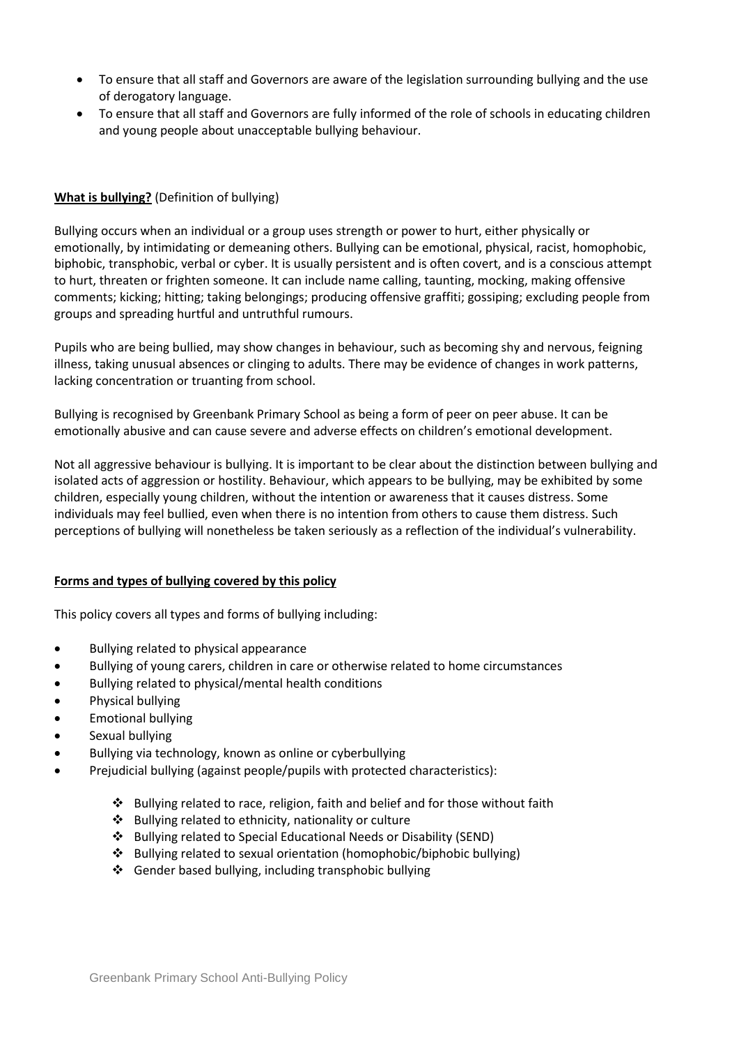- To ensure that all staff and Governors are aware of the legislation surrounding bullying and the use of derogatory language.
- To ensure that all staff and Governors are fully informed of the role of schools in educating children and young people about unacceptable bullying behaviour.

**What is bullying?** (Definition of bullying)

Bullying occurs when an individual or a group uses strength or power to hurt, either physically or emotionally, by intimidating or demeaning others. Bullying can be emotional, physical, racist, homophobic, biphobic, transphobic, verbal or cyber. It is usually persistent and is often covert, and is a conscious attempt to hurt, threaten or frighten someone. It can include name calling, taunting, mocking, making offensive comments; kicking; hitting; taking belongings; producing offensive graffiti; gossiping; excluding people from groups and spreading hurtful and untruthful rumours.

Pupils who are being bullied, may show changes in behaviour, such as becoming shy and nervous, feigning illness, taking unusual absences or clinging to adults. There may be evidence of changes in work patterns, lacking concentration or truanting from school.

Bullying is recognised by Greenbank Primary School as being a form of peer on peer abuse. It can be emotionally abusive and can cause severe and adverse effects on children's emotional development.

Not all aggressive behaviour is bullying. It is important to be clear about the distinction between bullying and isolated acts of aggression or hostility. Behaviour, which appears to be bullying, may be exhibited by some children, especially young children, without the intention or awareness that it causes distress. Some individuals may feel bullied, even when there is no intention from others to cause them distress. Such perceptions of bullying will nonetheless be taken seriously as a reflection of the individual's vulnerability.

**Forms and types of bullying covered by this policy**

This policy covers all types and forms of bullying including:

- Bullying related to physical appearance
- Bullying of young carers, children in care or otherwise related to home circumstances
- Bullying related to physical/mental health conditions
- Physical bullying
- Emotional bullying
- Sexual bullying
- Bullying via technology, known as online or cyberbullying
- Prejudicial bullying (against people/pupils with protected characteristics):
    - Bullying related to race, religion, faith and belief and for those without faith
    - Bullying related to ethnicity, nationality or culture
    - Bullying related to Special Educational Needs or Disability (SEND)
    - Bullying related to sexual orientation (homophobic/biphobic bullying)
    - Gender based bullying, including transphobic bullying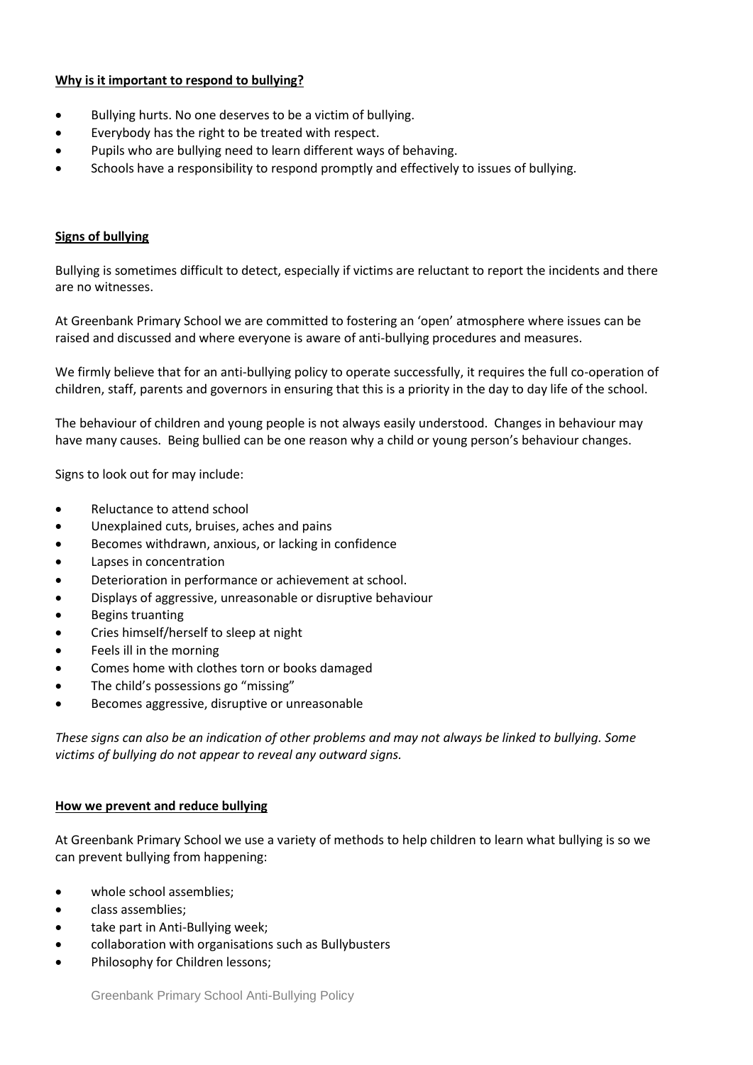**Why is it important to respond to bullying?**

- Bullying hurts. No one deserves to be a victim of bullying.
- Everybody has the right to be treated with respect.
- Pupils who are bullying need to learn different ways of behaving.
- Schools have a responsibility to respond promptly and effectively to issues of bullying.

**Signs of bullying**

Bullying is sometimes difficult to detect, especially if victims are reluctant to report the incidents and there are no witnesses.

At Greenbank Primary School we are committed to fostering an 'open' atmosphere where issues can be raised and discussed and where everyone is aware of anti-bullying procedures and measures.

We firmly believe that for an anti-bullying policy to operate successfully, it requires the full co-operation of children, staff, parents and governors in ensuring that this is a priority in the day to day life of the school.

The behaviour of children and young people is not always easily understood. Changes in behaviour may have many causes. Being bullied can be one reason why a child or young person's behaviour changes.

Signs to look out for may include:

- Reluctance to attend school
- Unexplained cuts, bruises, aches and pains
- Becomes withdrawn, anxious, or lacking in confidence
- Lapses in concentration
- Deterioration in performance or achievement at school.
- Displays of aggressive, unreasonable or disruptive behaviour
- Begins truanting
- Cries himself/herself to sleep at night
- Feels ill in the morning
- Comes home with clothes torn or books damaged
- The child's possessions go "missing"
- Becomes aggressive, disruptive or unreasonable

*These signs can also be an indication of other problems and may not always be linked to bullying. Some victims of bullying do not appear to reveal any outward signs.*

**How we prevent and reduce bullying**

At Greenbank Primary School we use a variety of methods to help children to learn what bullying is so we can prevent bullying from happening:

- whole school assemblies;
- class assemblies;
- take part in Anti-Bullying week;
- collaboration with organisations such as Bullybusters
- Philosophy for Children lessons;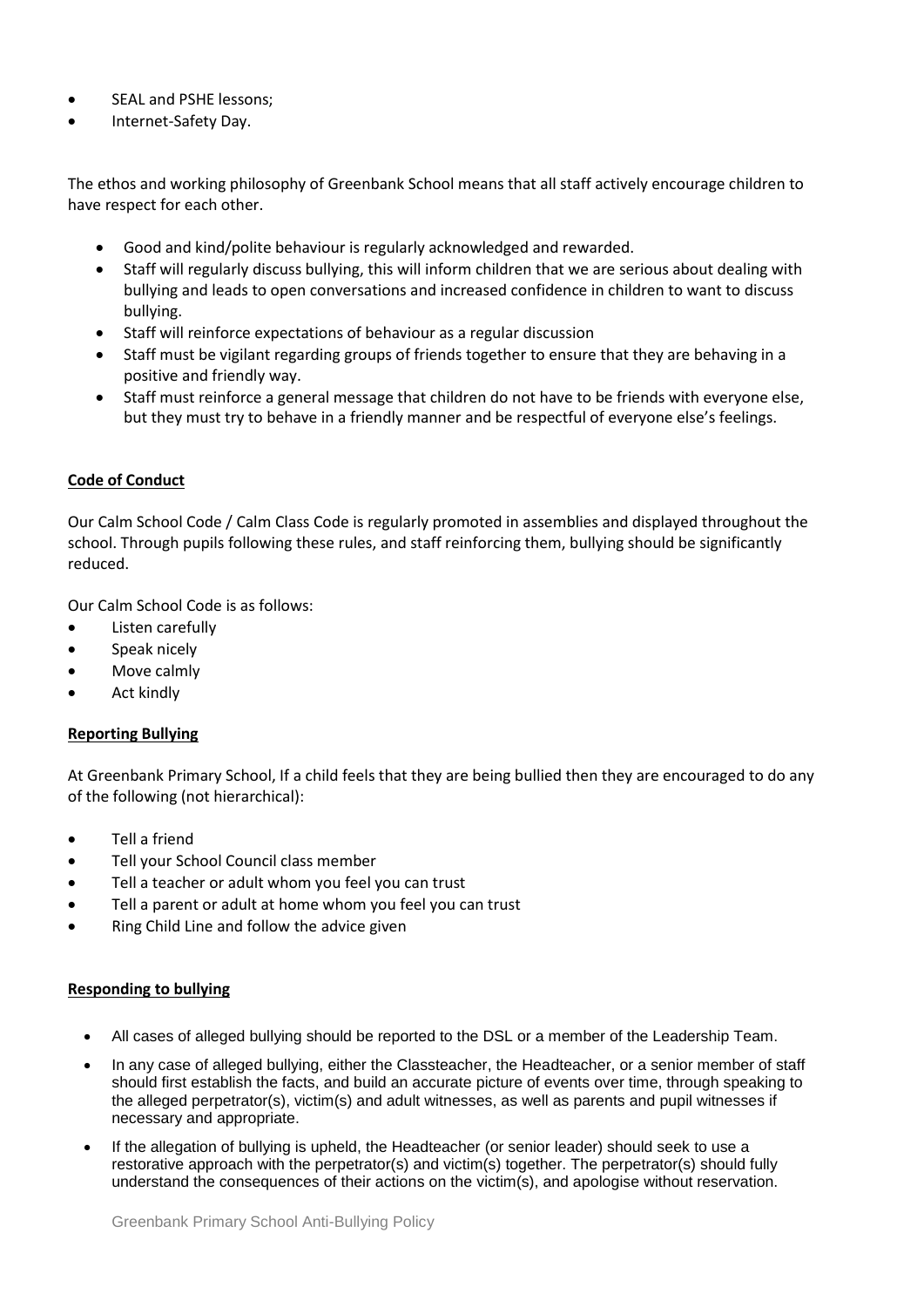- SEAL and PSHE lessons;
- Internet-Safety Day.

The ethos and working philosophy of Greenbank School means that all staff actively encourage children to have respect for each other.

- Good and kind/polite behaviour is regularly acknowledged and rewarded.
- Staff will regularly discuss bullying, this will inform children that we are serious about dealing with bullying and leads to open conversations and increased confidence in children to want to discuss bullying.
- Staff will reinforce expectations of behaviour as a regular discussion
- Staff must be vigilant regarding groups of friends together to ensure that they are behaving in a positive and friendly way.
- Staff must reinforce a general message that children do not have to be friends with everyone else, but they must try to behave in a friendly manner and be respectful of everyone else's feelings.

## Code of Conduct

Our Calm School Code / Calm Class Code is regularly promoted in assemblies and displayed throughout the school. Through pupils following these rules, and staff reinforcing them, bullying should be significantly reduced.

Our Calm School Code is as follows:

- Listen carefully
- Speak nicely
- Move calmly
- Act kindly

## Reporting Bullying

At Greenbank Primary School, If a child feels that they are being bullied then they are encouraged to do any of the following (not hierarchical):

- Tell a friend
- Tell your School Council class member
- Tell a teacher or adult whom you feel you can trust
- Tell a parent or adult at home whom you feel you can trust
- Ring Child Line and follow the advice given

## Responding to bullying

- All cases of alleged bullying should be reported to the DSL or a member of the Leadership Team.
- In any case of alleged bullying, either the Classteacher, the Headteacher, or a senior member of staff should first establish the facts, and build an accurate picture of events over time, through speaking to the alleged perpetrator(s), victim(s) and adult witnesses, as well as parents and pupil witnesses if necessary and appropriate.
- If the allegation of bullying is upheld, the Headteacher (or senior leader) should seek to use a restorative approach with the perpetrator(s) and victim(s) together. The perpetrator(s) should fully understand the consequences of their actions on the victim(s), and apologise without reservation.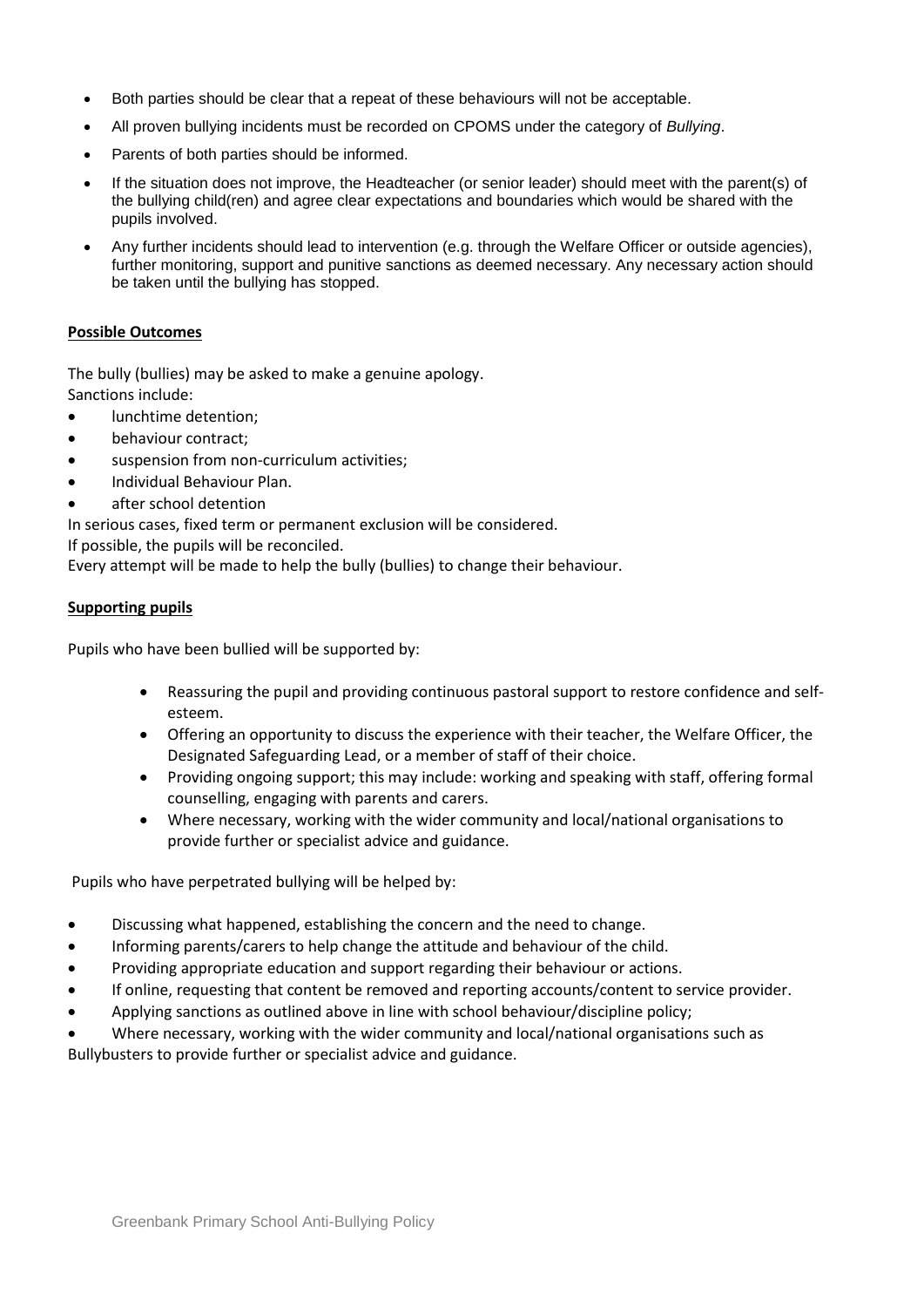- Both parties should be clear that a repeat of these behaviours will not be acceptable.
- All proven bullying incidents must be recorded on CPOMS under the category of *Bullying*.
- Parents of both parties should be informed.
- If the situation does not improve, the Headteacher (or senior leader) should meet with the parent(s) of the bullying child(ren) and agree clear expectations and boundaries which would be shared with the pupils involved.
- Any further incidents should lead to intervention (e.g. through the Welfare Officer or outside agencies), further monitoring, support and punitive sanctions as deemed necessary. Any necessary action should be taken until the bullying has stopped.

**Possible Outcomes**

The bully (bullies) may be asked to make a genuine apology.
Sanctions include:

- lunchtime detention;
- behaviour contract;
- suspension from non-curriculum activities;
- Individual Behaviour Plan.
- after school detention

In serious cases, fixed term or permanent exclusion will be considered.
If possible, the pupils will be reconciled.
Every attempt will be made to help the bully (bullies) to change their behaviour.

**Supporting pupils**

Pupils who have been bullied will be supported by:

- Reassuring the pupil and providing continuous pastoral support to restore confidence and self-esteem.
- Offering an opportunity to discuss the experience with their teacher, the Welfare Officer, the Designated Safeguarding Lead, or a member of staff of their choice.
- Providing ongoing support; this may include: working and speaking with staff, offering formal counselling, engaging with parents and carers.
- Where necessary, working with the wider community and local/national organisations to provide further or specialist advice and guidance.

Pupils who have perpetrated bullying will be helped by:

- Discussing what happened, establishing the concern and the need to change.
- Informing parents/carers to help change the attitude and behaviour of the child.
- Providing appropriate education and support regarding their behaviour or actions.
- If online, requesting that content be removed and reporting accounts/content to service provider.
- Applying sanctions as outlined above in line with school behaviour/discipline policy;
- Where necessary, working with the wider community and local/national organisations such as Bullybusters to provide further or specialist advice and guidance.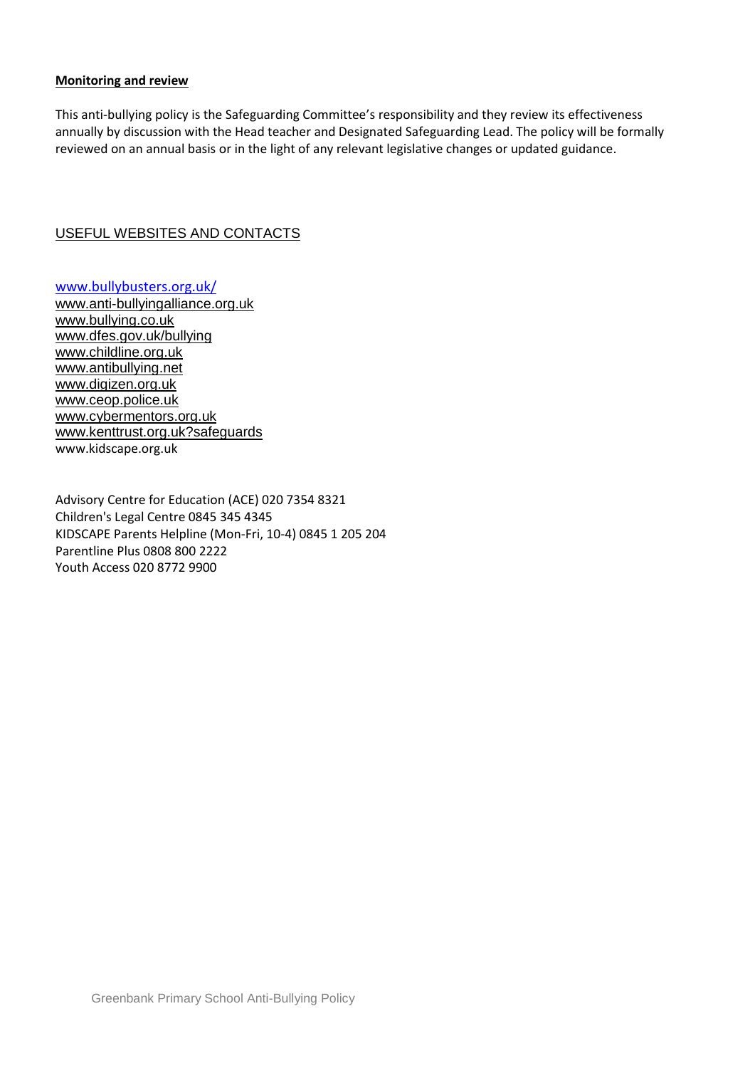**Monitoring and review**

This anti-bullying policy is the Safeguarding Committee's responsibility and they review its effectiveness annually by discussion with the Head teacher and Designated Safeguarding Lead. The policy will be formally reviewed on an annual basis or in the light of any relevant legislative changes or updated guidance.

## USEFUL WEBSITES AND CONTACTS

www.bullybusters.org.uk/
www.anti-bullyingalliance.org.uk
www.bullying.co.uk
www.dfes.gov.uk/bullying
www.childline.org.uk
www.antibullying.net
www.digizen.org.uk
www.ceop.police.uk
www.cybermentors.org.uk
www.kenttrust.org.uk?safeguards
www.kidscape.org.uk

Advisory Centre for Education (ACE) 020 7354 8321
Children's Legal Centre 0845 345 4345
KIDSCAPE Parents Helpline (Mon-Fri, 10-4) 0845 1 205 204
Parentline Plus 0808 800 2222
Youth Access 020 8772 9900